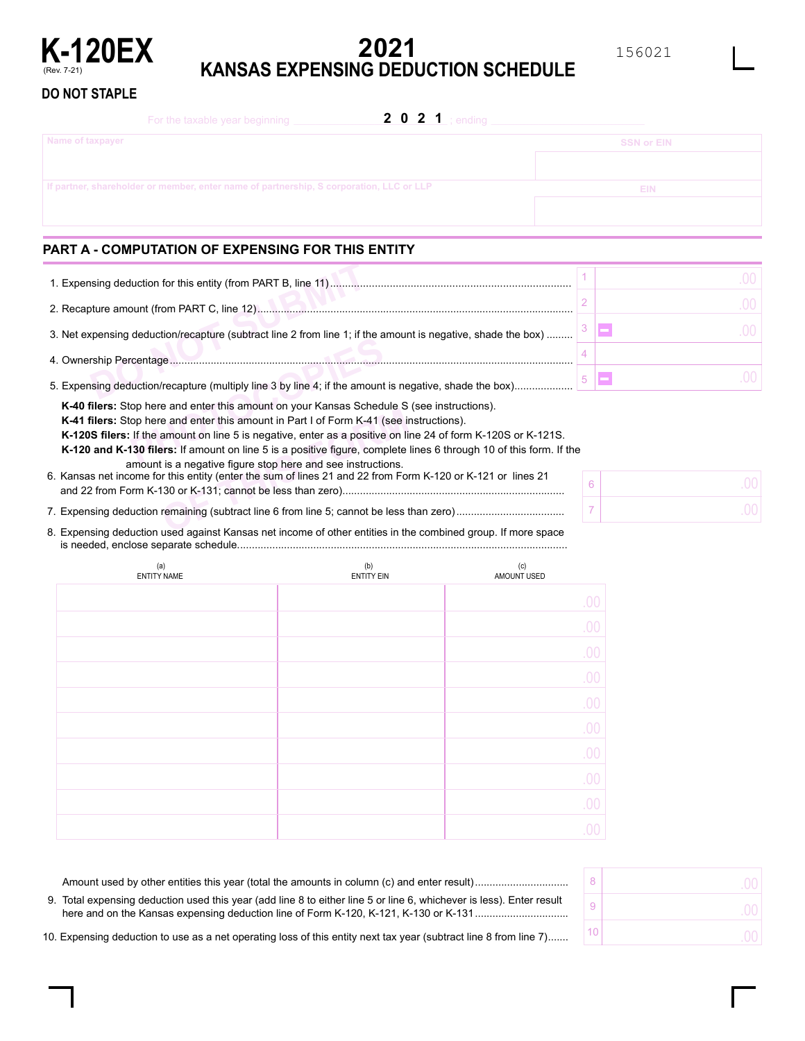# K-120EX

(Rev. 7-21)

# 2021 KANSAS EXPENSING DEDUCTION SCHEDULE

156021

**DO NOT STAPLE**

For the taxable year beginning ________ **2 0 2 1** ; ending ________

| Name of taxpayer | SSN or EIN |
|---|---|
| | |
| If partner, shareholder or member, enter name of partnership, S corporation, LLC or LLP | EIN |
| | |

## PART A - COMPUTATION OF EXPENSING FOR THIS ENTITY

1. Expensing deduction for this entity (from PART B, line 11) .......... 1 .00
2. Recapture amount (from PART C, line 12) .......... 2 .00
3. Net expensing deduction/recapture (subtract line 2 from line 1; if the amount is negative, shade the box) .......... 3 .00
4. Ownership Percentage .......... 4
5. Expensing deduction/recapture (multiply line 3 by line 4; if the amount is negative, shade the box) .......... 5 .00

**K-40 filers:** Stop here and enter this amount on your Kansas Schedule S (see instructions).
**K-41 filers:** Stop here and enter this amount in Part I of Form K-41 (see instructions).
**K-120S filers:** If the amount on line 5 is negative, enter as a positive on line 24 of form K-120S or K-121S.
**K-120 and K-130 filers:** If amount on line 5 is a positive figure, complete lines 6 through 10 of this form. If the amount is a negative figure stop here and see instructions.

6. Kansas net income for this entity (enter the sum of lines 21 and 22 from Form K-120 or K-121 or lines 21 and 22 from Form K-130 or K-131; cannot be less than zero) .......... 6 .00
7. Expensing deduction remaining (subtract line 6 from line 5; cannot be less than zero) .......... 7 .00
8. Expensing deduction used against Kansas net income of other entities in the combined group. If more space is needed, enclose separate schedule..........

| (a) ENTITY NAME | (b) ENTITY EIN | (c) AMOUNT USED |
|---|---|---|
| | | .00 |
| | | .00 |
| | | .00 |
| | | .00 |
| | | .00 |
| | | .00 |
| | | .00 |
| | | .00 |
| | | .00 |
| | | .00 |

Amount used by other entities this year (total the amounts in column (c) and enter result) .......... 8 .00

9. Total expensing deduction used this year (add line 8 to either line 5 or line 6, whichever is less). Enter result here and on the Kansas expensing deduction line of Form K-120, K-121, K-130 or K-131 .......... 9 .00
10. Expensing deduction to use as a net operating loss of this entity next tax year (subtract line 8 from line 7) .......... 10 .00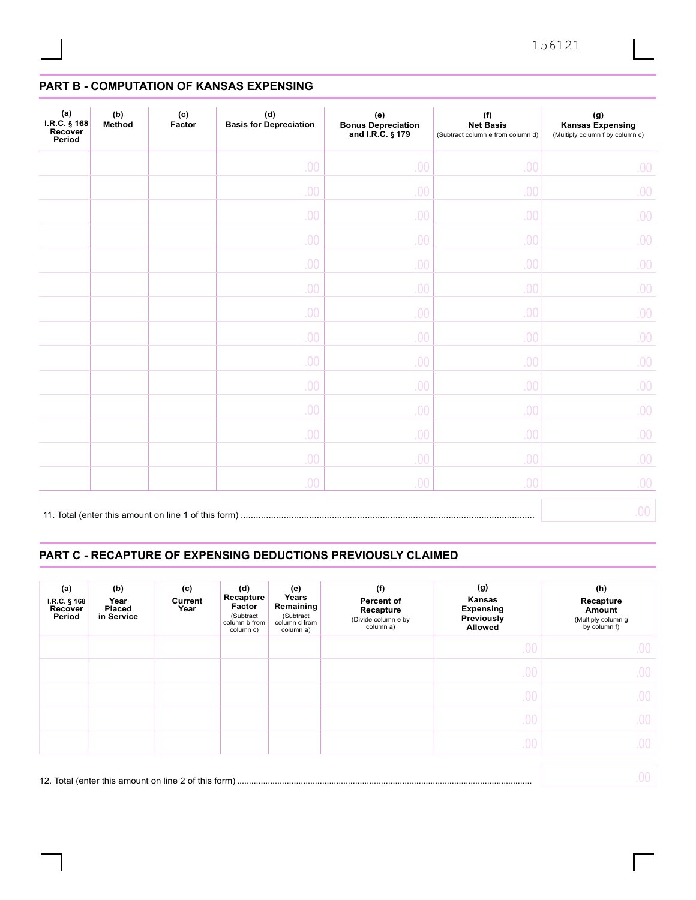## PART B - COMPUTATION OF KANSAS EXPENSING

| (a) I.R.C. § 168 Recover Period | (b) Method | (c) Factor | (d) Basis for Depreciation | (e) Bonus Depreciation and I.R.C. § 179 | (f) Net Basis (Subtract column e from column d) | (g) Kansas Expensing (Multiply column f by column c) |
|---|---|---|---|---|---|---|
| | | | .00 | .00 | .00 | .00 |
| | | | .00 | .00 | .00 | .00 |
| | | | .00 | .00 | .00 | .00 |
| | | | .00 | .00 | .00 | .00 |
| | | | .00 | .00 | .00 | .00 |
| | | | .00 | .00 | .00 | .00 |
| | | | .00 | .00 | .00 | .00 |
| | | | .00 | .00 | .00 | .00 |
| | | | .00 | .00 | .00 | .00 |
| | | | .00 | .00 | .00 | .00 |
| | | | .00 | .00 | .00 | .00 |
| | | | .00 | .00 | .00 | .00 |
| | | | .00 | .00 | .00 | .00 |
| | | | .00 | .00 | .00 | .00 |

11. Total (enter this amount on line 1 of this form) .......... .00

## PART C - RECAPTURE OF EXPENSING DEDUCTIONS PREVIOUSLY CLAIMED

| (a) I.R.C. § 168 Recover Period | (b) Year Placed in Service | (c) Current Year | (d) Recapture Factor (Subtract column b from column c) | (e) Years Remaining (Subtract column d from column a) | (f) Percent of Recapture (Divide column e by column a) | (g) Kansas Expensing Previously Allowed | (h) Recapture Amount (Multiply column g by column f) |
|---|---|---|---|---|---|---|---|
| | | | | | | .00 | .00 |
| | | | | | | .00 | .00 |
| | | | | | | .00 | .00 |
| | | | | | | .00 | .00 |
| | | | | | | .00 | .00 |

12. Total (enter this amount on line 2 of this form) .......... .00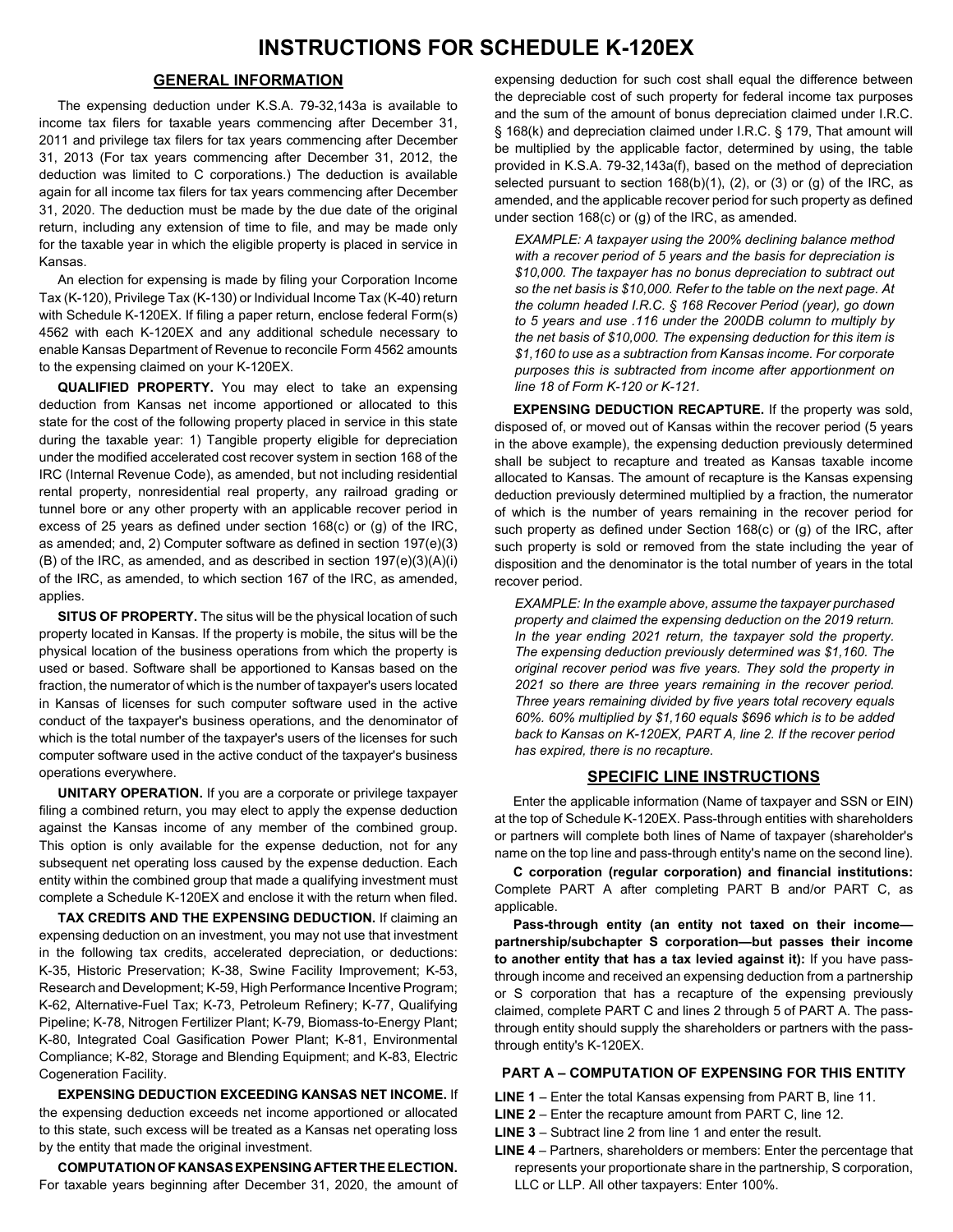# INSTRUCTIONS FOR SCHEDULE K-120EX

## GENERAL INFORMATION

The expensing deduction under K.S.A. 79-32,143a is available to income tax filers for taxable years commencing after December 31, 2011 and privilege tax filers for tax years commencing after December 31, 2013 (For tax years commencing after December 31, 2012, the deduction was limited to C corporations.) The deduction is available again for all income tax filers for tax years commencing after December 31, 2020. The deduction must be made by the due date of the original return, including any extension of time to file, and may be made only for the taxable year in which the eligible property is placed in service in Kansas.

An election for expensing is made by filing your Corporation Income Tax (K-120), Privilege Tax (K-130) or Individual Income Tax (K-40) return with Schedule K-120EX. If filing a paper return, enclose federal Form(s) 4562 with each K-120EX and any additional schedule necessary to enable Kansas Department of Revenue to reconcile Form 4562 amounts to the expensing claimed on your K-120EX.

**QUALIFIED PROPERTY.** You may elect to take an expensing deduction from Kansas net income apportioned or allocated to this state for the cost of the following property placed in service in this state during the taxable year: 1) Tangible property eligible for depreciation under the modified accelerated cost recover system in section 168 of the IRC (Internal Revenue Code), as amended, but not including residential rental property, nonresidential real property, any railroad grading or tunnel bore or any other property with an applicable recover period in excess of 25 years as defined under section 168(c) or (g) of the IRC, as amended; and, 2) Computer software as defined in section 197(e)(3)(B) of the IRC, as amended, and as described in section 197(e)(3)(A)(i) of the IRC, as amended, to which section 167 of the IRC, as amended, applies.

**SITUS OF PROPERTY.** The situs will be the physical location of such property located in Kansas. If the property is mobile, the situs will be the physical location of the business operations from which the property is used or based. Software shall be apportioned to Kansas based on the fraction, the numerator of which is the number of taxpayer's users located in Kansas of licenses for such computer software used in the active conduct of the taxpayer's business operations, and the denominator of which is the total number of the taxpayer's users of the licenses for such computer software used in the active conduct of the taxpayer's business operations everywhere.

**UNITARY OPERATION.** If you are a corporate or privilege taxpayer filing a combined return, you may elect to apply the expense deduction against the Kansas income of any member of the combined group. This option is only available for the expense deduction, not for any subsequent net operating loss caused by the expense deduction. Each entity within the combined group that made a qualifying investment must complete a Schedule K-120EX and enclose it with the return when filed.

**TAX CREDITS AND THE EXPENSING DEDUCTION.** If claiming an expensing deduction on an investment, you may not use that investment in the following tax credits, accelerated depreciation, or deductions: K-35, Historic Preservation; K-38, Swine Facility Improvement; K-53, Research and Development; K-59, High Performance Incentive Program; K-62, Alternative-Fuel Tax; K-73, Petroleum Refinery; K-77, Qualifying Pipeline; K-78, Nitrogen Fertilizer Plant; K-79, Biomass-to-Energy Plant; K-80, Integrated Coal Gasification Power Plant; K-81, Environmental Compliance; K-82, Storage and Blending Equipment; and K-83, Electric Cogeneration Facility.

**EXPENSING DEDUCTION EXCEEDING KANSAS NET INCOME.** If the expensing deduction exceeds net income apportioned or allocated to this state, such excess will be treated as a Kansas net operating loss by the entity that made the original investment.

**COMPUTATION OF KANSAS EXPENSING AFTER THE ELECTION.** For taxable years beginning after December 31, 2020, the amount of expensing deduction for such cost shall equal the difference between the depreciable cost of such property for federal income tax purposes and the sum of the amount of bonus depreciation claimed under I.R.C. § 168(k) and depreciation claimed under I.R.C. § 179, That amount will be multiplied by the applicable factor, determined by using, the table provided in K.S.A. 79-32,143a(f), based on the method of depreciation selected pursuant to section 168(b)(1), (2), or (3) or (g) of the IRC, as amended, and the applicable recover period for such property as defined under section 168(c) or (g) of the IRC, as amended.

*EXAMPLE: A taxpayer using the 200% declining balance method with a recover period of 5 years and the basis for depreciation is $10,000. The taxpayer has no bonus depreciation to subtract out so the net basis is $10,000. Refer to the table on the next page. At the column headed I.R.C. § 168 Recover Period (year), go down to 5 years and use .116 under the 200DB column to multiply by the net basis of $10,000. The expensing deduction for this item is $1,160 to use as a subtraction from Kansas income. For corporate purposes this is subtracted from income after apportionment on line 18 of Form K-120 or K-121.*

**EXPENSING DEDUCTION RECAPTURE.** If the property was sold, disposed of, or moved out of Kansas within the recover period (5 years in the above example), the expensing deduction previously determined shall be subject to recapture and treated as Kansas taxable income allocated to Kansas. The amount of recapture is the Kansas expensing deduction previously determined multiplied by a fraction, the numerator of which is the number of years remaining in the recover period for such property as defined under Section 168(c) or (g) of the IRC, after such property is sold or removed from the state including the year of disposition and the denominator is the total number of years in the total recover period.

*EXAMPLE: In the example above, assume the taxpayer purchased property and claimed the expensing deduction on the 2019 return. In the year ending 2021 return, the taxpayer sold the property. The expensing deduction previously determined was $1,160. The original recover period was five years. They sold the property in 2021 so there are three years remaining in the recover period. Three years remaining divided by five years total recovery equals 60%. 60% multiplied by $1,160 equals $696 which is to be added back to Kansas on K-120EX, PART A, line 2. If the recover period has expired, there is no recapture.*

## SPECIFIC LINE INSTRUCTIONS

Enter the applicable information (Name of taxpayer and SSN or EIN) at the top of Schedule K-120EX. Pass-through entities with shareholders or partners will complete both lines of Name of taxpayer (shareholder's name on the top line and pass-through entity's name on the second line).

**C corporation (regular corporation) and financial institutions:** Complete PART A after completing PART B and/or PART C, as applicable.

**Pass-through entity (an entity not taxed on their income—partnership/subchapter S corporation—but passes their income to another entity that has a tax levied against it):** If you have pass-through income and received an expensing deduction from a partnership or S corporation that has a recapture of the expensing previously claimed, complete PART C and lines 2 through 5 of PART A. The pass-through entity should supply the shareholders or partners with the pass-through entity's K-120EX.

### PART A – COMPUTATION OF EXPENSING FOR THIS ENTITY

**LINE 1** – Enter the total Kansas expensing from PART B, line 11.

**LINE 2** – Enter the recapture amount from PART C, line 12.

**LINE 3** – Subtract line 2 from line 1 and enter the result.

**LINE 4** – Partners, shareholders or members: Enter the percentage that represents your proportionate share in the partnership, S corporation, LLC or LLP. All other taxpayers: Enter 100%.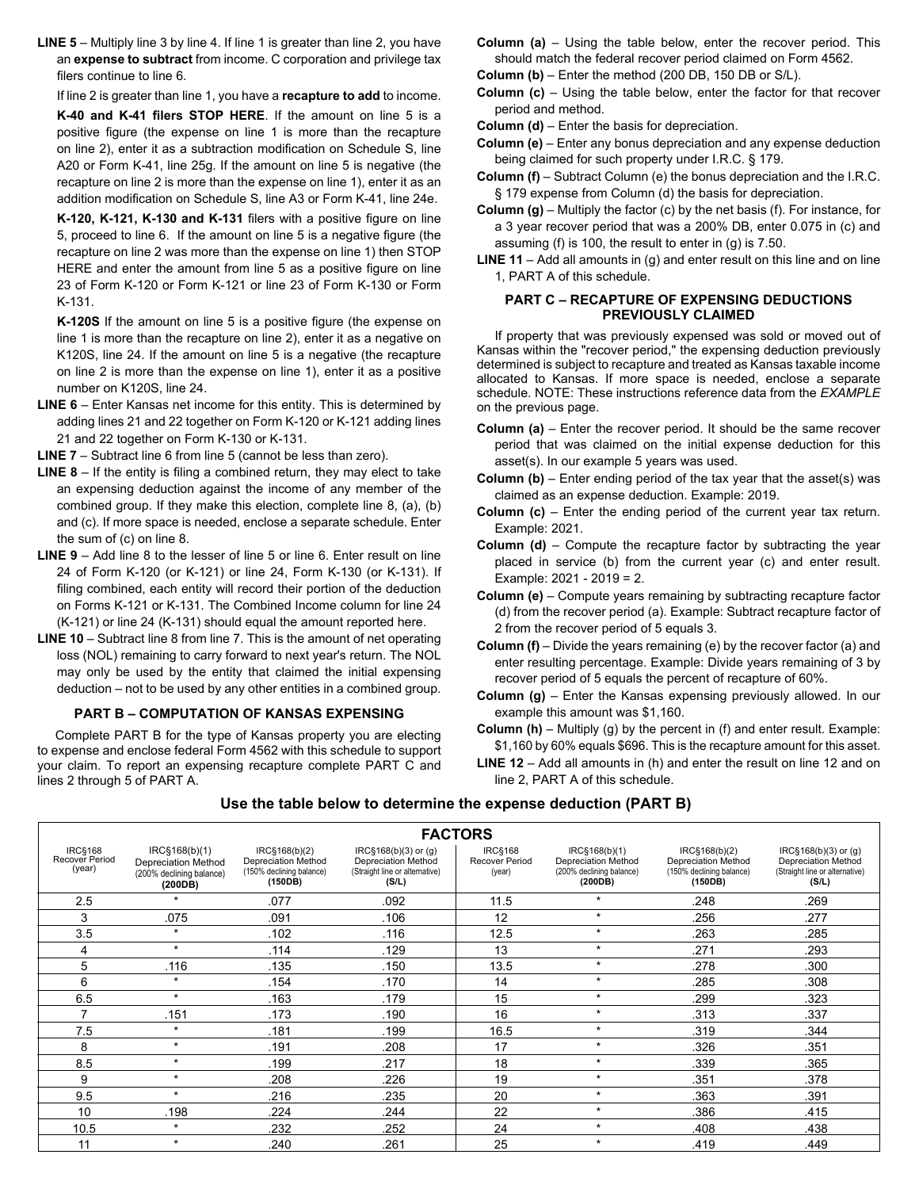**LINE 5** – Multiply line 3 by line 4. If line 1 is greater than line 2, you have an **expense to subtract** from income. C corporation and privilege tax filers continue to line 6.

If line 2 is greater than line 1, you have a **recapture to add** to income.

**K-40 and K-41 filers STOP HERE**. If the amount on line 5 is a positive figure (the expense on line 1 is more than the recapture on line 2), enter it as a subtraction modification on Schedule S, line A20 or Form K-41, line 25g. If the amount on line 5 is negative (the recapture on line 2 is more than the expense on line 1), enter it as an addition modification on Schedule S, line A3 or Form K-41, line 24e.

**K-120, K-121, K-130 and K-131** filers with a positive figure on line 5, proceed to line 6. If the amount on line 5 is a negative figure (the recapture on line 2 was more than the expense on line 1) then STOP HERE and enter the amount from line 5 as a positive figure on line 23 of Form K-120 or Form K-121 or line 23 of Form K-130 or Form K-131.

**K-120S** If the amount on line 5 is a positive figure (the expense on line 1 is more than the recapture on line 2), enter it as a negative on K120S, line 24. If the amount on line 5 is a negative (the recapture on line 2 is more than the expense on line 1), enter it as a positive number on K120S, line 24.

**LINE 6** – Enter Kansas net income for this entity. This is determined by adding lines 21 and 22 together on Form K-120 or K-121 adding lines 21 and 22 together on Form K-130 or K-131.

**LINE 7** – Subtract line 6 from line 5 (cannot be less than zero).

**LINE 8** – If the entity is filing a combined return, they may elect to take an expensing deduction against the income of any member of the combined group. If they make this election, complete line 8, (a), (b) and (c). If more space is needed, enclose a separate schedule. Enter the sum of (c) on line 8.

**LINE 9** – Add line 8 to the lesser of line 5 or line 6. Enter result on line 24 of Form K-120 (or K-121) or line 24, Form K-130 (or K-131). If filing combined, each entity will record their portion of the deduction on Forms K-121 or K-131. The Combined Income column for line 24 (K-121) or line 24 (K-131) should equal the amount reported here.

**LINE 10** – Subtract line 8 from line 7. This is the amount of net operating loss (NOL) remaining to carry forward to next year's return. The NOL may only be used by the entity that claimed the initial expensing deduction – not to be used by any other entities in a combined group.

## PART B – COMPUTATION OF KANSAS EXPENSING

Complete PART B for the type of Kansas property you are electing to expense and enclose federal Form 4562 with this schedule to support your claim. To report an expensing recapture complete PART C and lines 2 through 5 of PART A.

**Column (a)** – Using the table below, enter the recover period. This should match the federal recover period claimed on Form 4562.

**Column (b)** – Enter the method (200 DB, 150 DB or S/L).

**Column (c)** – Using the table below, enter the factor for that recover period and method.

**Column (d)** – Enter the basis for depreciation.

**Column (e)** – Enter any bonus depreciation and any expense deduction being claimed for such property under I.R.C. § 179.

**Column (f)** – Subtract Column (e) the bonus depreciation and the I.R.C. § 179 expense from Column (d) the basis for depreciation.

**Column (g)** – Multiply the factor (c) by the net basis (f). For instance, for a 3 year recover period that was a 200% DB, enter 0.075 in (c) and assuming (f) is 100, the result to enter in (g) is 7.50.

**LINE 11** – Add all amounts in (g) and enter result on this line and on line 1, PART A of this schedule.

## PART C – RECAPTURE OF EXPENSING DEDUCTIONS PREVIOUSLY CLAIMED

If property that was previously expensed was sold or moved out of Kansas within the "recover period," the expensing deduction previously determined is subject to recapture and treated as Kansas taxable income allocated to Kansas. If more space is needed, enclose a separate schedule. NOTE: These instructions reference data from the *EXAMPLE* on the previous page.

**Column (a)** – Enter the recover period. It should be the same recover period that was claimed on the initial expense deduction for this asset(s). In our example 5 years was used.

**Column (b)** – Enter ending period of the tax year that the asset(s) was claimed as an expense deduction. Example: 2019.

**Column (c)** – Enter the ending period of the current year tax return. Example: 2021.

**Column (d)** – Compute the recapture factor by subtracting the year placed in service (b) from the current year (c) and enter result. Example: 2021 - 2019 = 2.

**Column (e)** – Compute years remaining by subtracting recapture factor (d) from the recover period (a). Example: Subtract recapture factor of 2 from the recover period of 5 equals 3.

**Column (f)** – Divide the years remaining (e) by the recover factor (a) and enter resulting percentage. Example: Divide years remaining of 3 by recover period of 5 equals the percent of recapture of 60%.

**Column (g)** – Enter the Kansas expensing previously allowed. In our example this amount was $1,160.

**Column (h)** – Multiply (g) by the percent in (f) and enter result. Example: $1,160 by 60% equals $696. This is the recapture amount for this asset.

**LINE 12** – Add all amounts in (h) and enter the result on line 12 and on line 2, PART A of this schedule.

### Use the table below to determine the expense deduction (PART B)

| FACTORS | | | | | | | |
|---|---|---|---|---|---|---|---|
| IRC§168 Recover Period (year) | IRC§168(b)(1) Depreciation Method (200% declining balance) **(200DB)** | IRC§168(b)(2) Depreciation Method (150% declining balance) **(150DB)** | IRC§168(b)(3) or (g) Depreciation Method (Straight line or alternative) **(S/L)** | IRC§168 Recover Period (year) | IRC§168(b)(1) Depreciation Method (200% declining balance) **(200DB)** | IRC§168(b)(2) Depreciation Method (150% declining balance) **(150DB)** | IRC§168(b)(3) or (g) Depreciation Method (Straight line or alternative) **(S/L)** |
| 2.5 | * | .077 | .092 | 11.5 | * | .248 | .269 |
| 3 | .075 | .091 | .106 | 12 | * | .256 | .277 |
| 3.5 | * | .102 | .116 | 12.5 | * | .263 | .285 |
| 4 | * | .114 | .129 | 13 | * | .271 | .293 |
| 5 | .116 | .135 | .150 | 13.5 | * | .278 | .300 |
| 6 | * | .154 | .170 | 14 | * | .285 | .308 |
| 6.5 | * | .163 | .179 | 15 | * | .299 | .323 |
| 7 | .151 | .173 | .190 | 16 | * | .313 | .337 |
| 7.5 | * | .181 | .199 | 16.5 | * | .319 | .344 |
| 8 | * | .191 | .208 | 17 | * | .326 | .351 |
| 8.5 | * | .199 | .217 | 18 | * | .339 | .365 |
| 9 | * | .208 | .226 | 19 | * | .351 | .378 |
| 9.5 | * | .216 | .235 | 20 | * | .363 | .391 |
| 10 | .198 | .224 | .244 | 22 | * | .386 | .415 |
| 10.5 | * | .232 | .252 | 24 | * | .408 | .438 |
| 11 | * | .240 | .261 | 25 | * | .419 | .449 |